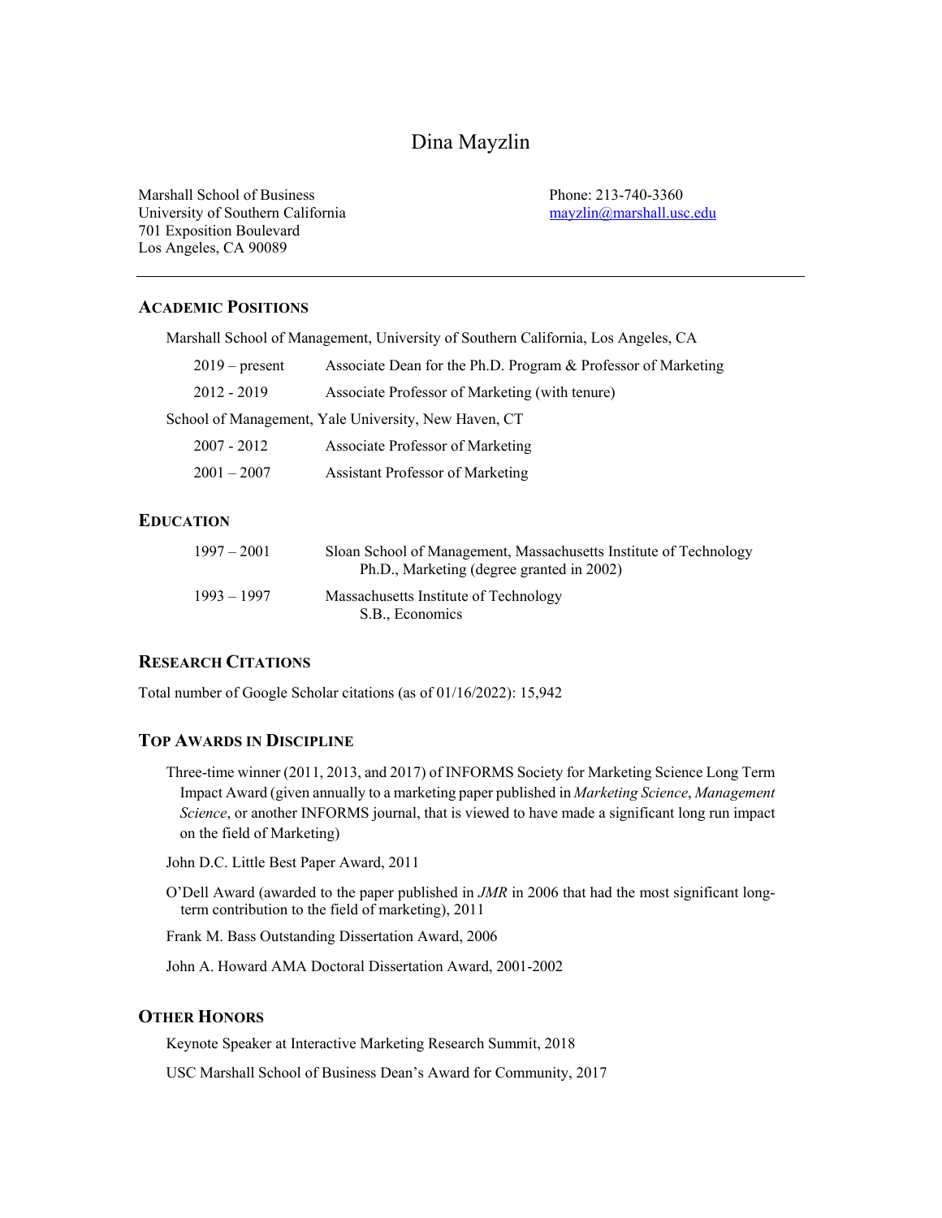# Dina Mayzlin

Marshall School of Business
University of Southern California
701 Exposition Boulevard
Los Angeles, CA 90089

Phone: 213-740-3360
mayzlin@marshall.usc.edu

---

## ACADEMIC POSITIONS

Marshall School of Management, University of Southern California, Los Angeles, CA

| | |
|---|---|
| 2019 – present | Associate Dean for the Ph.D. Program & Professor of Marketing |
| 2012 - 2019 | Associate Professor of Marketing (with tenure) |

School of Management, Yale University, New Haven, CT

| | |
|---|---|
| 2007 - 2012 | Associate Professor of Marketing |
| 2001 – 2007 | Assistant Professor of Marketing |

## EDUCATION

| | |
|---|---|
| 1997 – 2001 | Sloan School of Management, Massachusetts Institute of Technology<br>Ph.D., Marketing (degree granted in 2002) |
| 1993 – 1997 | Massachusetts Institute of Technology<br>S.B., Economics |

## RESEARCH CITATIONS

Total number of Google Scholar citations (as of 01/16/2022): 15,942

## TOP AWARDS IN DISCIPLINE

Three-time winner (2011, 2013, and 2017) of INFORMS Society for Marketing Science Long Term Impact Award (given annually to a marketing paper published in *Marketing Science*, *Management Science*, or another INFORMS journal, that is viewed to have made a significant long run impact on the field of Marketing)

John D.C. Little Best Paper Award, 2011

O'Dell Award (awarded to the paper published in *JMR* in 2006 that had the most significant long-term contribution to the field of marketing), 2011

Frank M. Bass Outstanding Dissertation Award, 2006

John A. Howard AMA Doctoral Dissertation Award, 2001-2002

## OTHER HONORS

Keynote Speaker at Interactive Marketing Research Summit, 2018

USC Marshall School of Business Dean's Award for Community, 2017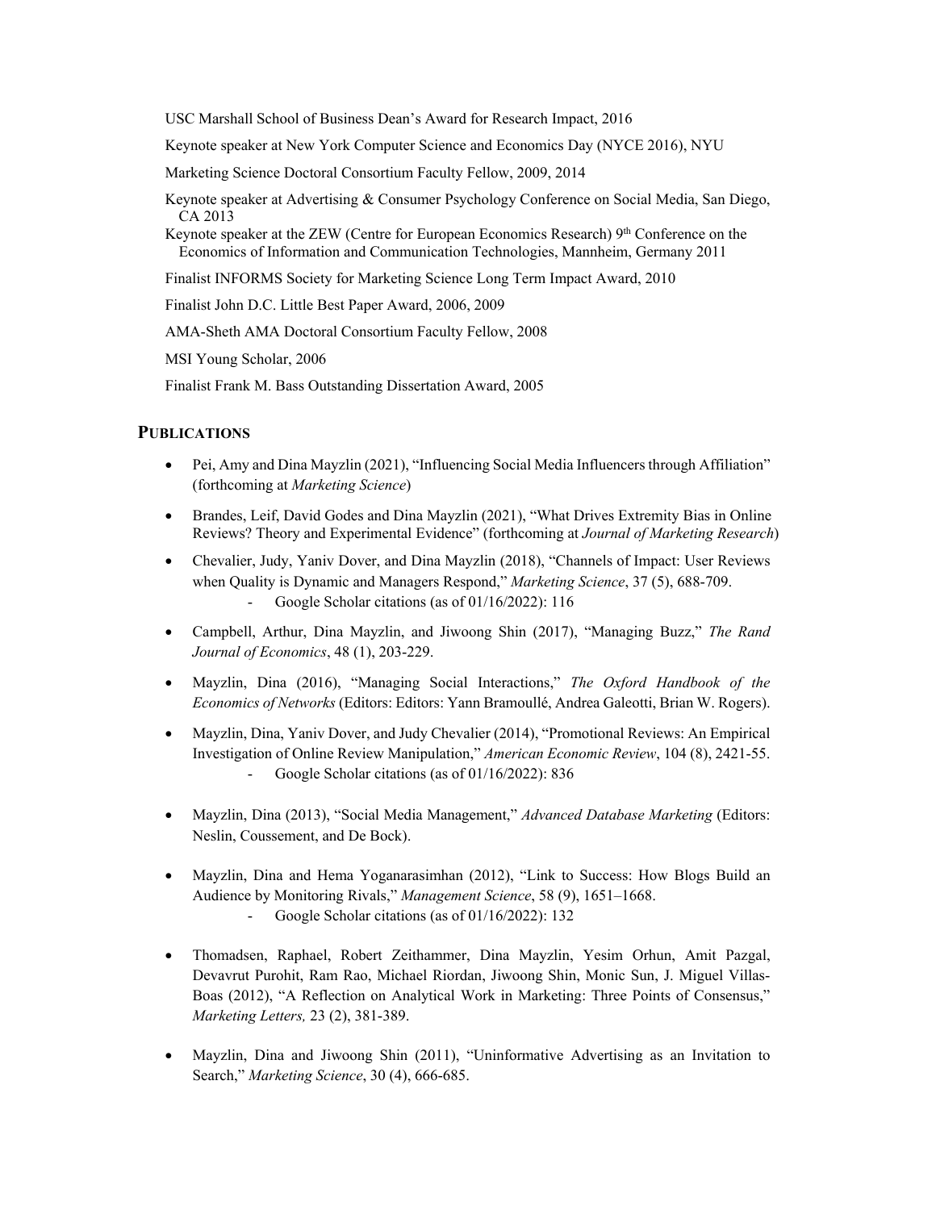USC Marshall School of Business Dean's Award for Research Impact, 2016

Keynote speaker at New York Computer Science and Economics Day (NYCE 2016), NYU

Marketing Science Doctoral Consortium Faculty Fellow, 2009, 2014

Keynote speaker at Advertising & Consumer Psychology Conference on Social Media, San Diego, CA 2013

Keynote speaker at the ZEW (Centre for European Economics Research) 9th Conference on the Economics of Information and Communication Technologies, Mannheim, Germany 2011

Finalist INFORMS Society for Marketing Science Long Term Impact Award, 2010

Finalist John D.C. Little Best Paper Award, 2006, 2009

AMA-Sheth AMA Doctoral Consortium Faculty Fellow, 2008

MSI Young Scholar, 2006

Finalist Frank M. Bass Outstanding Dissertation Award, 2005

## PUBLICATIONS

- Pei, Amy and Dina Mayzlin (2021), "Influencing Social Media Influencers through Affiliation" (forthcoming at *Marketing Science*)
- Brandes, Leif, David Godes and Dina Mayzlin (2021), "What Drives Extremity Bias in Online Reviews? Theory and Experimental Evidence" (forthcoming at *Journal of Marketing Research*)
- Chevalier, Judy, Yaniv Dover, and Dina Mayzlin (2018), "Channels of Impact: User Reviews when Quality is Dynamic and Managers Respond," *Marketing Science*, 37 (5), 688-709.
  - Google Scholar citations (as of 01/16/2022): 116
- Campbell, Arthur, Dina Mayzlin, and Jiwoong Shin (2017), "Managing Buzz," *The Rand Journal of Economics*, 48 (1), 203-229.
- Mayzlin, Dina (2016), "Managing Social Interactions," *The Oxford Handbook of the Economics of Networks* (Editors: Editors: Yann Bramoullé, Andrea Galeotti, Brian W. Rogers).
- Mayzlin, Dina, Yaniv Dover, and Judy Chevalier (2014), "Promotional Reviews: An Empirical Investigation of Online Review Manipulation," *American Economic Review*, 104 (8), 2421-55.
  - Google Scholar citations (as of 01/16/2022): 836
- Mayzlin, Dina (2013), "Social Media Management," *Advanced Database Marketing* (Editors: Neslin, Coussement, and De Bock).
- Mayzlin, Dina and Hema Yoganarasimhan (2012), "Link to Success: How Blogs Build an Audience by Monitoring Rivals," *Management Science*, 58 (9), 1651–1668.
  - Google Scholar citations (as of 01/16/2022): 132
- Thomadsen, Raphael, Robert Zeithammer, Dina Mayzlin, Yesim Orhun, Amit Pazgal, Devavrut Purohit, Ram Rao, Michael Riordan, Jiwoong Shin, Monic Sun, J. Miguel Villas-Boas (2012), "A Reflection on Analytical Work in Marketing: Three Points of Consensus," *Marketing Letters,* 23 (2), 381-389.
- Mayzlin, Dina and Jiwoong Shin (2011), "Uninformative Advertising as an Invitation to Search," *Marketing Science*, 30 (4), 666-685.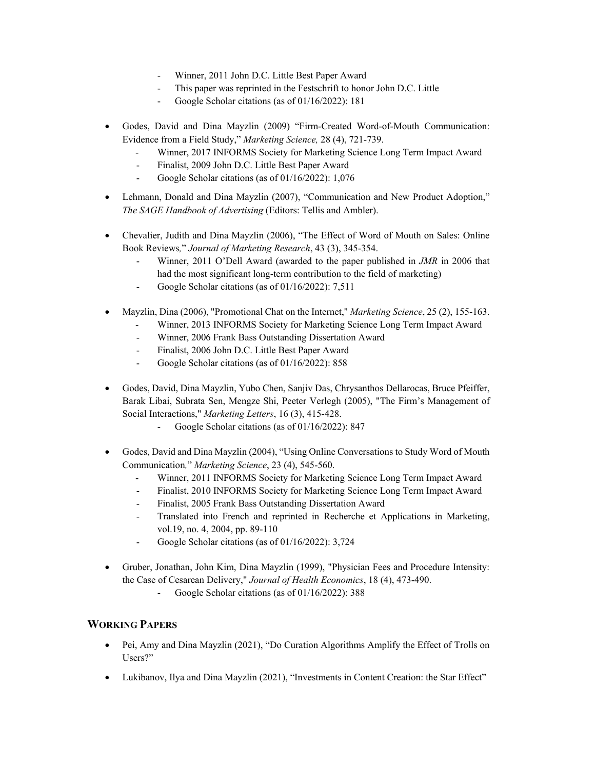- Winner, 2011 John D.C. Little Best Paper Award
    - This paper was reprinted in the Festschrift to honor John D.C. Little
    - Google Scholar citations (as of 01/16/2022): 181

- Godes, David and Dina Mayzlin (2009) "Firm-Created Word-of-Mouth Communication: Evidence from a Field Study," *Marketing Science,* 28 (4), 721-739.
    - Winner, 2017 INFORMS Society for Marketing Science Long Term Impact Award
    - Finalist, 2009 John D.C. Little Best Paper Award
    - Google Scholar citations (as of 01/16/2022): 1,076

- Lehmann, Donald and Dina Mayzlin (2007), "Communication and New Product Adoption," *The SAGE Handbook of Advertising* (Editors: Tellis and Ambler).

- Chevalier, Judith and Dina Mayzlin (2006), "The Effect of Word of Mouth on Sales: Online Book Reviews," *Journal of Marketing Research*, 43 (3), 345-354.
    - Winner, 2011 O'Dell Award (awarded to the paper published in *JMR* in 2006 that had the most significant long-term contribution to the field of marketing)
    - Google Scholar citations (as of 01/16/2022): 7,511

- Mayzlin, Dina (2006), "Promotional Chat on the Internet," *Marketing Science*, 25 (2), 155-163.
    - Winner, 2013 INFORMS Society for Marketing Science Long Term Impact Award
    - Winner, 2006 Frank Bass Outstanding Dissertation Award
    - Finalist, 2006 John D.C. Little Best Paper Award
    - Google Scholar citations (as of 01/16/2022): 858

- Godes, David, Dina Mayzlin, Yubo Chen, Sanjiv Das, Chrysanthos Dellarocas, Bruce Pfeiffer, Barak Libai, Subrata Sen, Mengze Shi, Peeter Verlegh (2005), "The Firm's Management of Social Interactions," *Marketing Letters*, 16 (3), 415-428.
    - Google Scholar citations (as of 01/16/2022): 847

- Godes, David and Dina Mayzlin (2004), "Using Online Conversations to Study Word of Mouth Communication," *Marketing Science*, 23 (4), 545-560.
    - Winner, 2011 INFORMS Society for Marketing Science Long Term Impact Award
    - Finalist, 2010 INFORMS Society for Marketing Science Long Term Impact Award
    - Finalist, 2005 Frank Bass Outstanding Dissertation Award
    - Translated into French and reprinted in Recherche et Applications in Marketing, vol.19, no. 4, 2004, pp. 89-110
    - Google Scholar citations (as of 01/16/2022): 3,724

- Gruber, Jonathan, John Kim, Dina Mayzlin (1999), "Physician Fees and Procedure Intensity: the Case of Cesarean Delivery," *Journal of Health Economics*, 18 (4), 473-490.
    - Google Scholar citations (as of 01/16/2022): 388

## WORKING PAPERS

- Pei, Amy and Dina Mayzlin (2021), "Do Curation Algorithms Amplify the Effect of Trolls on Users?"

- Lukibanov, Ilya and Dina Mayzlin (2021), "Investments in Content Creation: the Star Effect"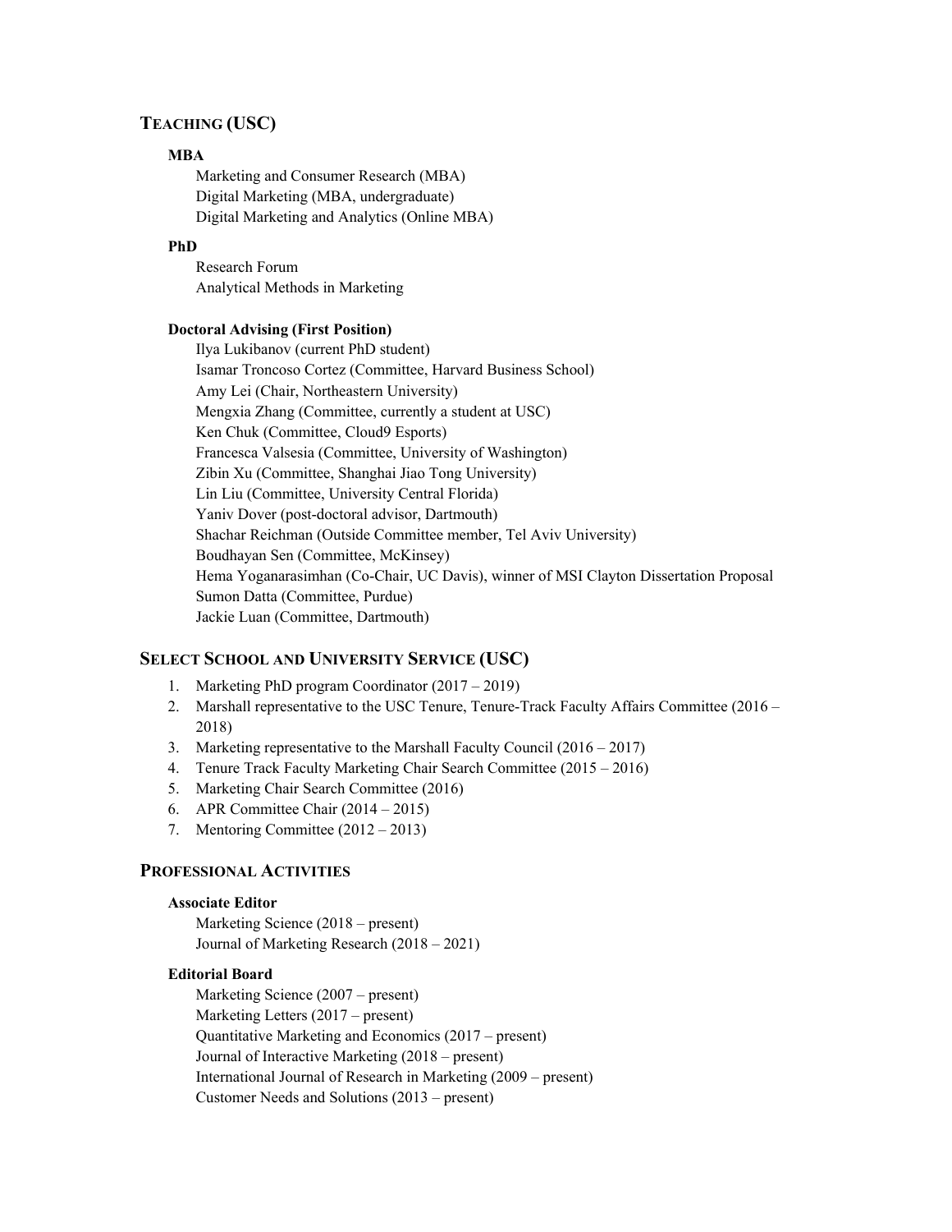## Teaching (USC)

### MBA

Marketing and Consumer Research (MBA)
Digital Marketing (MBA, undergraduate)
Digital Marketing and Analytics (Online MBA)

### PhD

Research Forum
Analytical Methods in Marketing

### Doctoral Advising (First Position)

Ilya Lukibanov (current PhD student)
Isamar Troncoso Cortez (Committee, Harvard Business School)
Amy Lei (Chair, Northeastern University)
Mengxia Zhang (Committee, currently a student at USC)
Ken Chuk (Committee, Cloud9 Esports)
Francesca Valsesia (Committee, University of Washington)
Zibin Xu (Committee, Shanghai Jiao Tong University)
Lin Liu (Committee, University Central Florida)
Yaniv Dover (post-doctoral advisor, Dartmouth)
Shachar Reichman (Outside Committee member, Tel Aviv University)
Boudhayan Sen (Committee, McKinsey)
Hema Yoganarasimhan (Co-Chair, UC Davis), winner of MSI Clayton Dissertation Proposal
Sumon Datta (Committee, Purdue)
Jackie Luan (Committee, Dartmouth)

## Select School and University Service (USC)

1. Marketing PhD program Coordinator (2017 – 2019)
2. Marshall representative to the USC Tenure, Tenure-Track Faculty Affairs Committee (2016 – 2018)
3. Marketing representative to the Marshall Faculty Council (2016 – 2017)
4. Tenure Track Faculty Marketing Chair Search Committee (2015 – 2016)
5. Marketing Chair Search Committee (2016)
6. APR Committee Chair (2014 – 2015)
7. Mentoring Committee (2012 – 2013)

## Professional Activities

### Associate Editor

Marketing Science (2018 – present)
Journal of Marketing Research (2018 – 2021)

### Editorial Board

Marketing Science (2007 – present)
Marketing Letters (2017 – present)
Quantitative Marketing and Economics (2017 – present)
Journal of Interactive Marketing (2018 – present)
International Journal of Research in Marketing (2009 – present)
Customer Needs and Solutions (2013 – present)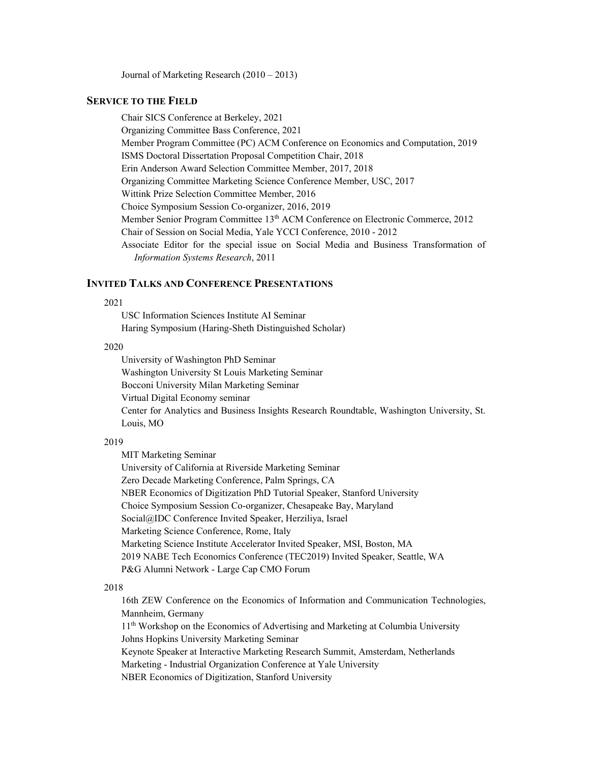Journal of Marketing Research (2010 – 2013)

## SERVICE TO THE FIELD

Chair SICS Conference at Berkeley, 2021
Organizing Committee Bass Conference, 2021
Member Program Committee (PC) ACM Conference on Economics and Computation, 2019
ISMS Doctoral Dissertation Proposal Competition Chair, 2018
Erin Anderson Award Selection Committee Member, 2017, 2018
Organizing Committee Marketing Science Conference Member, USC, 2017
Wittink Prize Selection Committee Member, 2016
Choice Symposium Session Co-organizer, 2016, 2019
Member Senior Program Committee 13th ACM Conference on Electronic Commerce, 2012
Chair of Session on Social Media, Yale YCCI Conference, 2010 - 2012
Associate Editor for the special issue on Social Media and Business Transformation of *Information Systems Research*, 2011

## INVITED TALKS AND CONFERENCE PRESENTATIONS

2021

USC Information Sciences Institute AI Seminar
Haring Symposium (Haring-Sheth Distinguished Scholar)

2020

University of Washington PhD Seminar
Washington University St Louis Marketing Seminar
Bocconi University Milan Marketing Seminar
Virtual Digital Economy seminar
Center for Analytics and Business Insights Research Roundtable, Washington University, St. Louis, MO

2019

MIT Marketing Seminar
University of California at Riverside Marketing Seminar
Zero Decade Marketing Conference, Palm Springs, CA
NBER Economics of Digitization PhD Tutorial Speaker, Stanford University
Choice Symposium Session Co-organizer, Chesapeake Bay, Maryland
Social@IDC Conference Invited Speaker, Herziliya, Israel
Marketing Science Conference, Rome, Italy
Marketing Science Institute Accelerator Invited Speaker, MSI, Boston, MA
2019 NABE Tech Economics Conference (TEC2019) Invited Speaker, Seattle, WA
P&G Alumni Network - Large Cap CMO Forum

2018

16th ZEW Conference on the Economics of Information and Communication Technologies, Mannheim, Germany
11th Workshop on the Economics of Advertising and Marketing at Columbia University
Johns Hopkins University Marketing Seminar
Keynote Speaker at Interactive Marketing Research Summit, Amsterdam, Netherlands
Marketing - Industrial Organization Conference at Yale University
NBER Economics of Digitization, Stanford University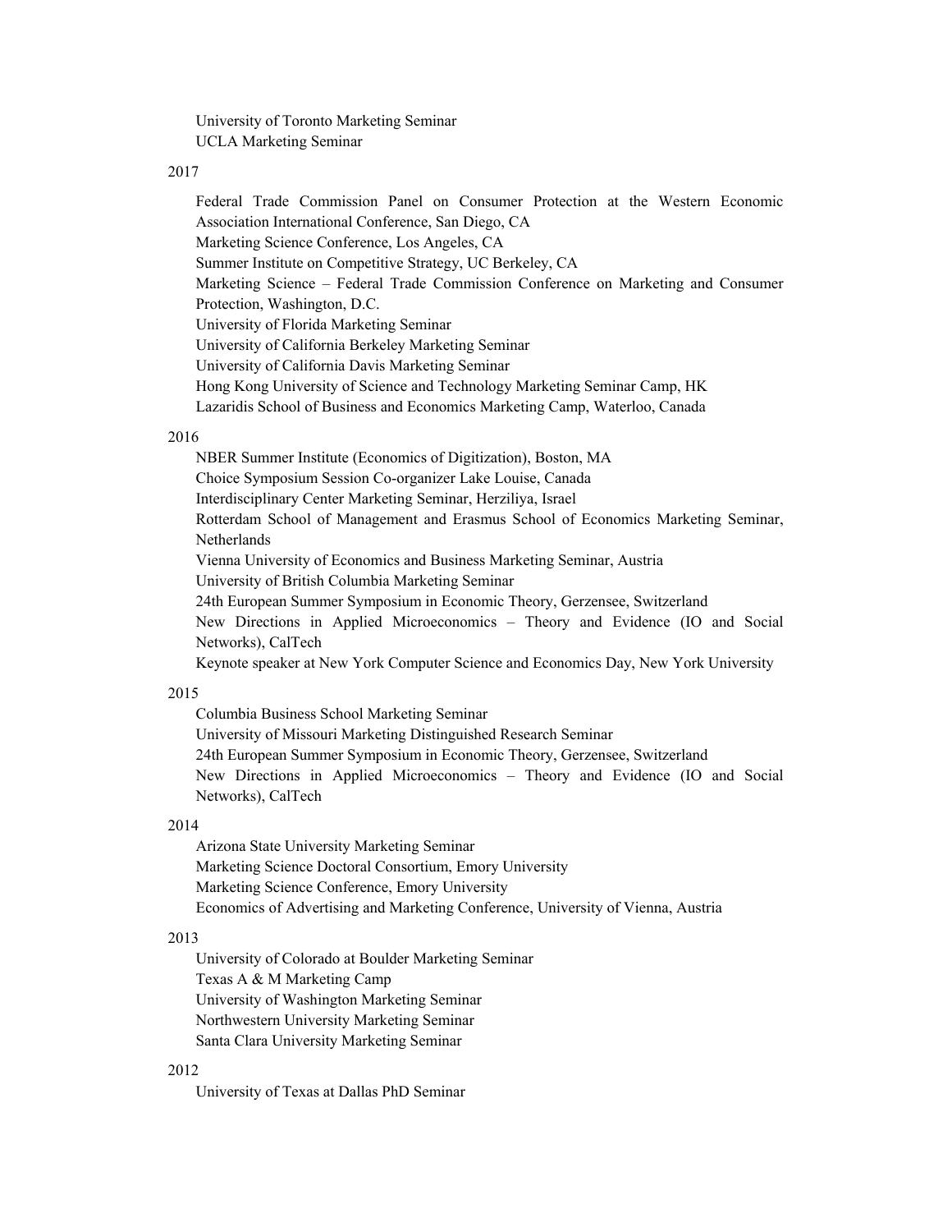University of Toronto Marketing Seminar
UCLA Marketing Seminar

2017

Federal Trade Commission Panel on Consumer Protection at the Western Economic Association International Conference, San Diego, CA
Marketing Science Conference, Los Angeles, CA
Summer Institute on Competitive Strategy, UC Berkeley, CA
Marketing Science – Federal Trade Commission Conference on Marketing and Consumer Protection, Washington, D.C.
University of Florida Marketing Seminar
University of California Berkeley Marketing Seminar
University of California Davis Marketing Seminar
Hong Kong University of Science and Technology Marketing Seminar Camp, HK
Lazaridis School of Business and Economics Marketing Camp, Waterloo, Canada

2016

NBER Summer Institute (Economics of Digitization), Boston, MA
Choice Symposium Session Co-organizer Lake Louise, Canada
Interdisciplinary Center Marketing Seminar, Herziliya, Israel
Rotterdam School of Management and Erasmus School of Economics Marketing Seminar, Netherlands
Vienna University of Economics and Business Marketing Seminar, Austria
University of British Columbia Marketing Seminar
24th European Summer Symposium in Economic Theory, Gerzensee, Switzerland
New Directions in Applied Microeconomics – Theory and Evidence (IO and Social Networks), CalTech
Keynote speaker at New York Computer Science and Economics Day, New York University

2015

Columbia Business School Marketing Seminar
University of Missouri Marketing Distinguished Research Seminar
24th European Summer Symposium in Economic Theory, Gerzensee, Switzerland
New Directions in Applied Microeconomics – Theory and Evidence (IO and Social Networks), CalTech

2014

Arizona State University Marketing Seminar
Marketing Science Doctoral Consortium, Emory University
Marketing Science Conference, Emory University
Economics of Advertising and Marketing Conference, University of Vienna, Austria

2013

University of Colorado at Boulder Marketing Seminar
Texas A & M Marketing Camp
University of Washington Marketing Seminar
Northwestern University Marketing Seminar
Santa Clara University Marketing Seminar

2012

University of Texas at Dallas PhD Seminar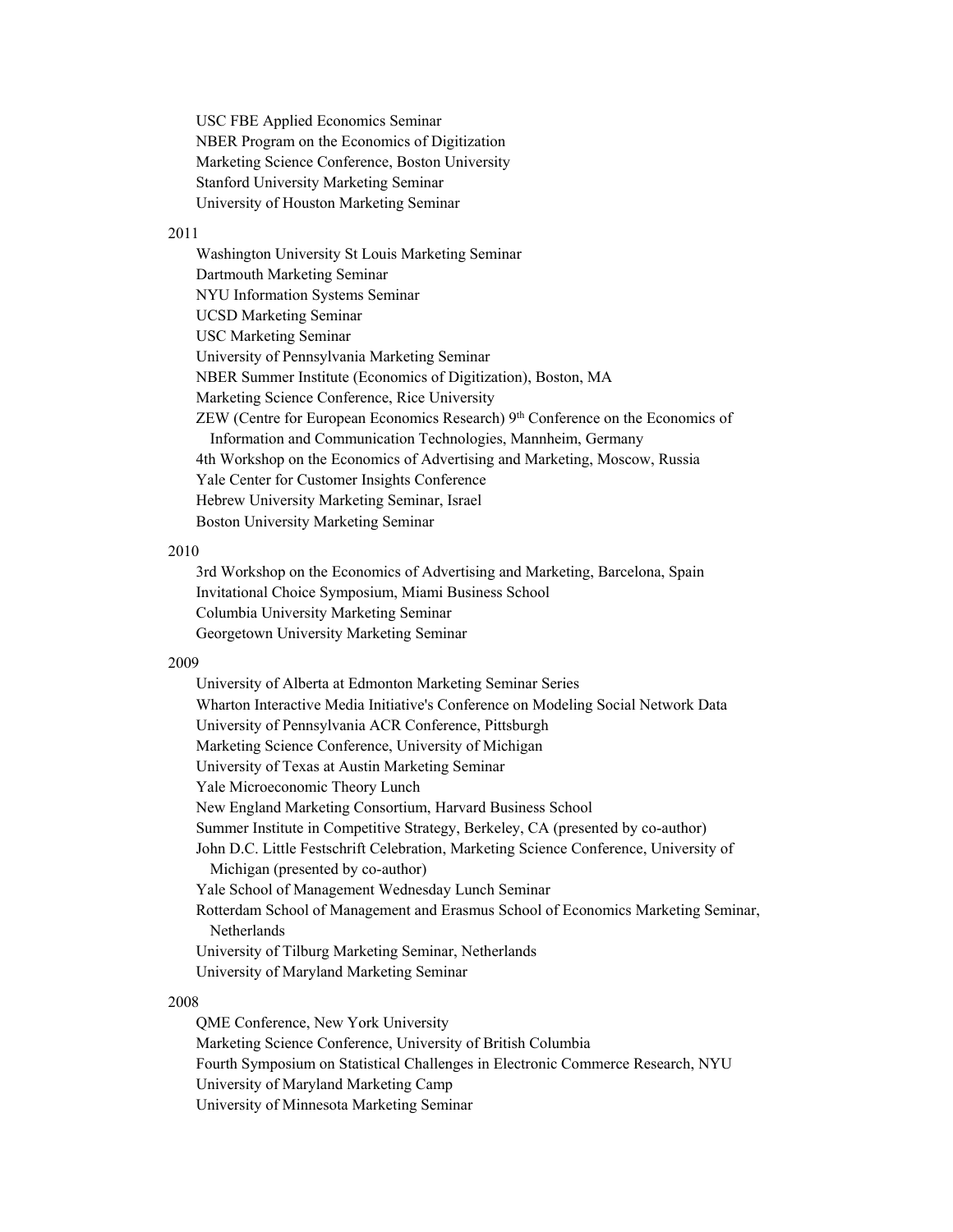USC FBE Applied Economics Seminar
NBER Program on the Economics of Digitization
Marketing Science Conference, Boston University
Stanford University Marketing Seminar
University of Houston Marketing Seminar

2011

Washington University St Louis Marketing Seminar
Dartmouth Marketing Seminar
NYU Information Systems Seminar
UCSD Marketing Seminar
USC Marketing Seminar
University of Pennsylvania Marketing Seminar
NBER Summer Institute (Economics of Digitization), Boston, MA
Marketing Science Conference, Rice University
ZEW (Centre for European Economics Research) 9th Conference on the Economics of Information and Communication Technologies, Mannheim, Germany
4th Workshop on the Economics of Advertising and Marketing, Moscow, Russia
Yale Center for Customer Insights Conference
Hebrew University Marketing Seminar, Israel
Boston University Marketing Seminar

2010

3rd Workshop on the Economics of Advertising and Marketing, Barcelona, Spain
Invitational Choice Symposium, Miami Business School
Columbia University Marketing Seminar
Georgetown University Marketing Seminar

2009

University of Alberta at Edmonton Marketing Seminar Series
Wharton Interactive Media Initiative's Conference on Modeling Social Network Data
University of Pennsylvania ACR Conference, Pittsburgh
Marketing Science Conference, University of Michigan
University of Texas at Austin Marketing Seminar
Yale Microeconomic Theory Lunch
New England Marketing Consortium, Harvard Business School
Summer Institute in Competitive Strategy, Berkeley, CA (presented by co-author)
John D.C. Little Festschrift Celebration, Marketing Science Conference, University of Michigan (presented by co-author)
Yale School of Management Wednesday Lunch Seminar
Rotterdam School of Management and Erasmus School of Economics Marketing Seminar, Netherlands
University of Tilburg Marketing Seminar, Netherlands
University of Maryland Marketing Seminar

2008

QME Conference, New York University
Marketing Science Conference, University of British Columbia
Fourth Symposium on Statistical Challenges in Electronic Commerce Research, NYU
University of Maryland Marketing Camp
University of Minnesota Marketing Seminar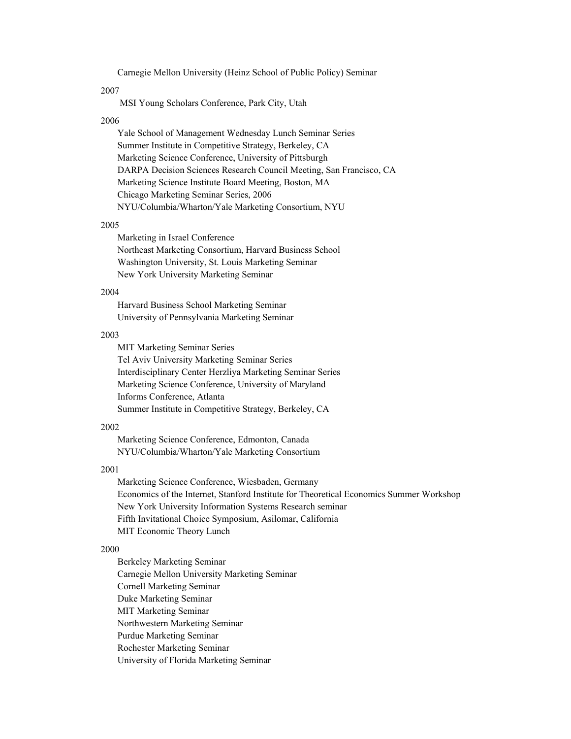Carnegie Mellon University (Heinz School of Public Policy) Seminar

2007

MSI Young Scholars Conference, Park City, Utah

2006

Yale School of Management Wednesday Lunch Seminar Series
Summer Institute in Competitive Strategy, Berkeley, CA
Marketing Science Conference, University of Pittsburgh
DARPA Decision Sciences Research Council Meeting, San Francisco, CA
Marketing Science Institute Board Meeting, Boston, MA
Chicago Marketing Seminar Series, 2006
NYU/Columbia/Wharton/Yale Marketing Consortium, NYU

2005

Marketing in Israel Conference
Northeast Marketing Consortium, Harvard Business School
Washington University, St. Louis Marketing Seminar
New York University Marketing Seminar

2004

Harvard Business School Marketing Seminar
University of Pennsylvania Marketing Seminar

2003

MIT Marketing Seminar Series
Tel Aviv University Marketing Seminar Series
Interdisciplinary Center Herzliya Marketing Seminar Series
Marketing Science Conference, University of Maryland
Informs Conference, Atlanta
Summer Institute in Competitive Strategy, Berkeley, CA

2002

Marketing Science Conference, Edmonton, Canada
NYU/Columbia/Wharton/Yale Marketing Consortium

2001

Marketing Science Conference, Wiesbaden, Germany
Economics of the Internet, Stanford Institute for Theoretical Economics Summer Workshop
New York University Information Systems Research seminar
Fifth Invitational Choice Symposium, Asilomar, California
MIT Economic Theory Lunch

2000

Berkeley Marketing Seminar
Carnegie Mellon University Marketing Seminar
Cornell Marketing Seminar
Duke Marketing Seminar
MIT Marketing Seminar
Northwestern Marketing Seminar
Purdue Marketing Seminar
Rochester Marketing Seminar
University of Florida Marketing Seminar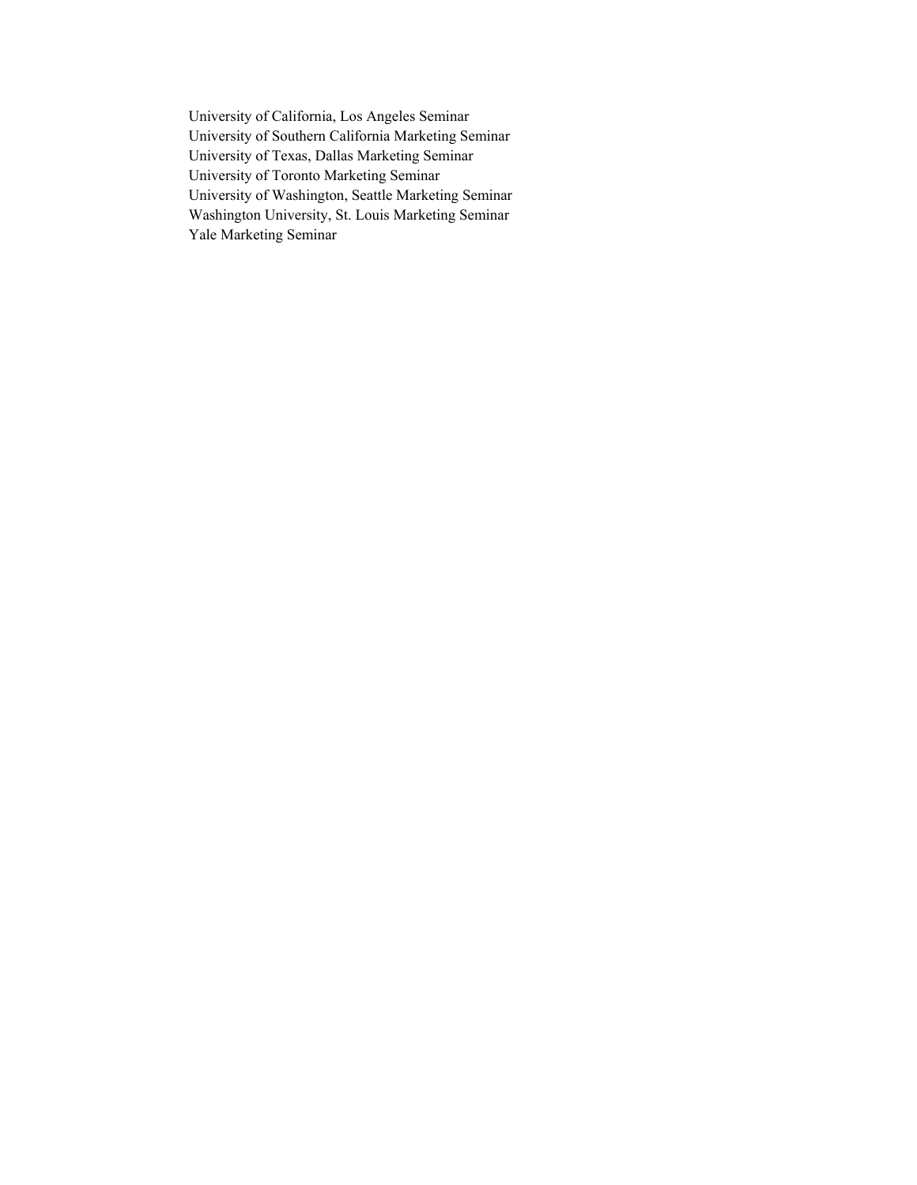University of California, Los Angeles Seminar
University of Southern California Marketing Seminar
University of Texas, Dallas Marketing Seminar
University of Toronto Marketing Seminar
University of Washington, Seattle Marketing Seminar
Washington University, St. Louis Marketing Seminar
Yale Marketing Seminar